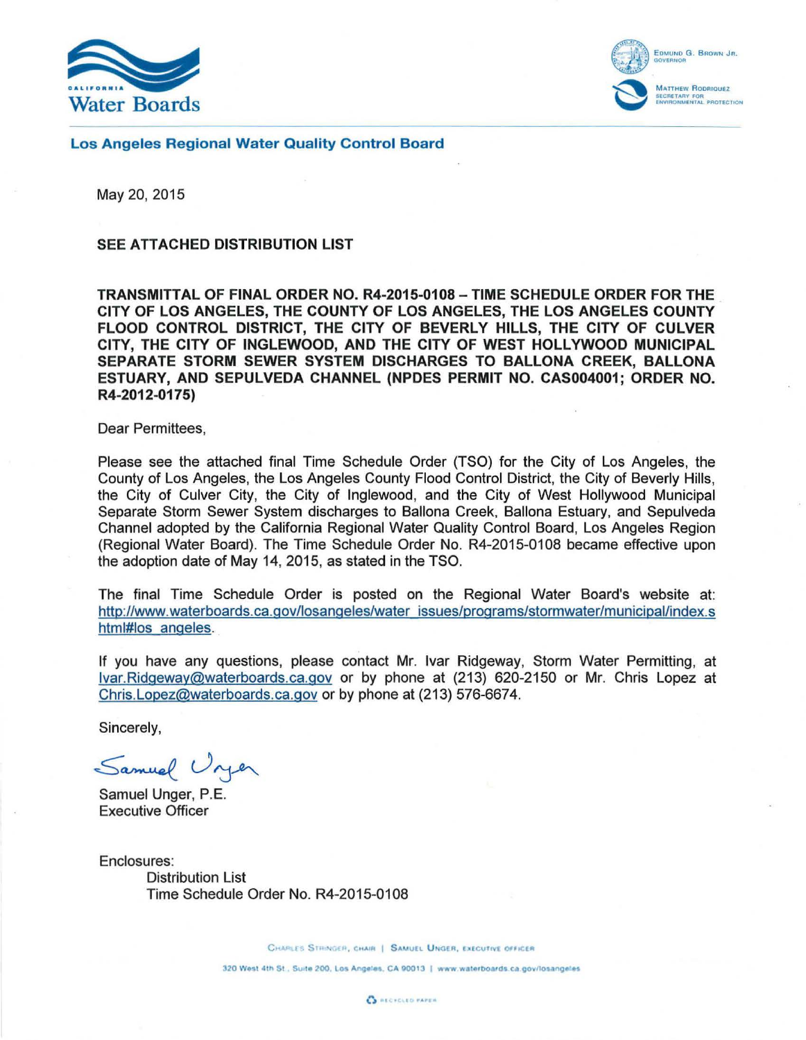California Water Boards

EDMUND G. BROWN JR.
GOVERNOR

MATTHEW RODRIQUEZ
SECRETARY FOR
ENVIRONMENTAL PROTECTION

**Los Angeles Regional Water Quality Control Board**

May 20, 2015

**SEE ATTACHED DISTRIBUTION LIST**

**TRANSMITTAL OF FINAL ORDER NO. R4-2015-0108 – TIME SCHEDULE ORDER FOR THE CITY OF LOS ANGELES, THE COUNTY OF LOS ANGELES, THE LOS ANGELES COUNTY FLOOD CONTROL DISTRICT, THE CITY OF BEVERLY HILLS, THE CITY OF CULVER CITY, THE CITY OF INGLEWOOD, AND THE CITY OF WEST HOLLYWOOD MUNICIPAL SEPARATE STORM SEWER SYSTEM DISCHARGES TO BALLONA CREEK, BALLONA ESTUARY, AND SEPULVEDA CHANNEL (NPDES PERMIT NO. CAS004001; ORDER NO. R4-2012-0175)**

Dear Permittees,

Please see the attached final Time Schedule Order (TSO) for the City of Los Angeles, the County of Los Angeles, the Los Angeles County Flood Control District, the City of Beverly Hills, the City of Culver City, the City of Inglewood, and the City of West Hollywood Municipal Separate Storm Sewer System discharges to Ballona Creek, Ballona Estuary, and Sepulveda Channel adopted by the California Regional Water Quality Control Board, Los Angeles Region (Regional Water Board). The Time Schedule Order No. R4-2015-0108 became effective upon the adoption date of May 14, 2015, as stated in the TSO.

The final Time Schedule Order is posted on the Regional Water Board's website at: http://www.waterboards.ca.gov/losangeles/water_issues/programs/stormwater/municipal/index.shtml#los_angeles.

If you have any questions, please contact Mr. Ivar Ridgeway, Storm Water Permitting, at Ivar.Ridgeway@waterboards.ca.gov or by phone at (213) 620-2150 or Mr. Chris Lopez at Chris.Lopez@waterboards.ca.gov or by phone at (213) 576-6674.

Sincerely,

Samuel Unger

Samuel Unger, P.E.
Executive Officer

Enclosures:
Distribution List
Time Schedule Order No. R4-2015-0108

CHARLES STRINGER, CHAIR | SAMUEL UNGER, EXECUTIVE OFFICER

320 West 4th St., Suite 200, Los Angeles, CA 90013 | www.waterboards.ca.gov/losangeles

RECYCLED PAPER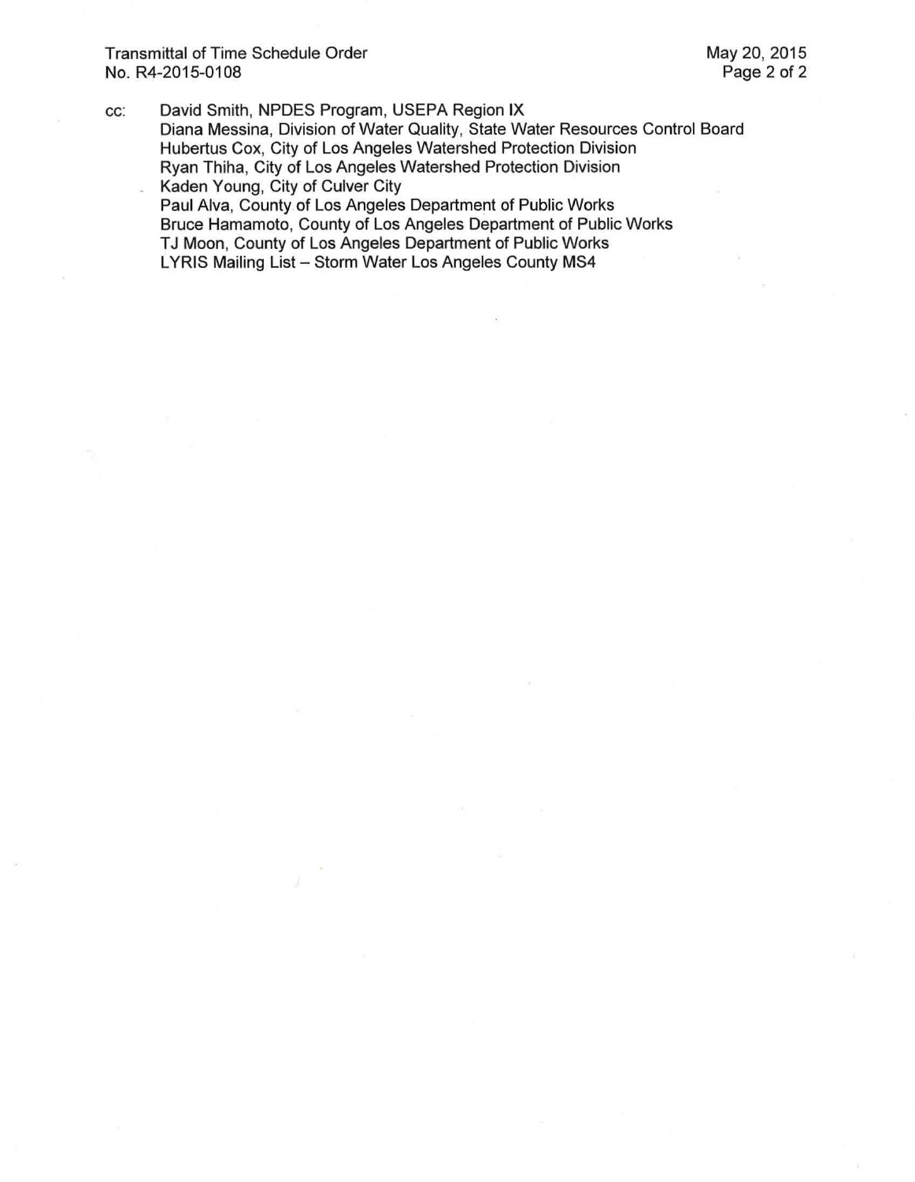cc: David Smith, NPDES Program, USEPA Region IX
Diana Messina, Division of Water Quality, State Water Resources Control Board
Hubertus Cox, City of Los Angeles Watershed Protection Division
Ryan Thiha, City of Los Angeles Watershed Protection Division
Kaden Young, City of Culver City
Paul Alva, County of Los Angeles Department of Public Works
Bruce Hamamoto, County of Los Angeles Department of Public Works
TJ Moon, County of Los Angeles Department of Public Works
LYRIS Mailing List – Storm Water Los Angeles County MS4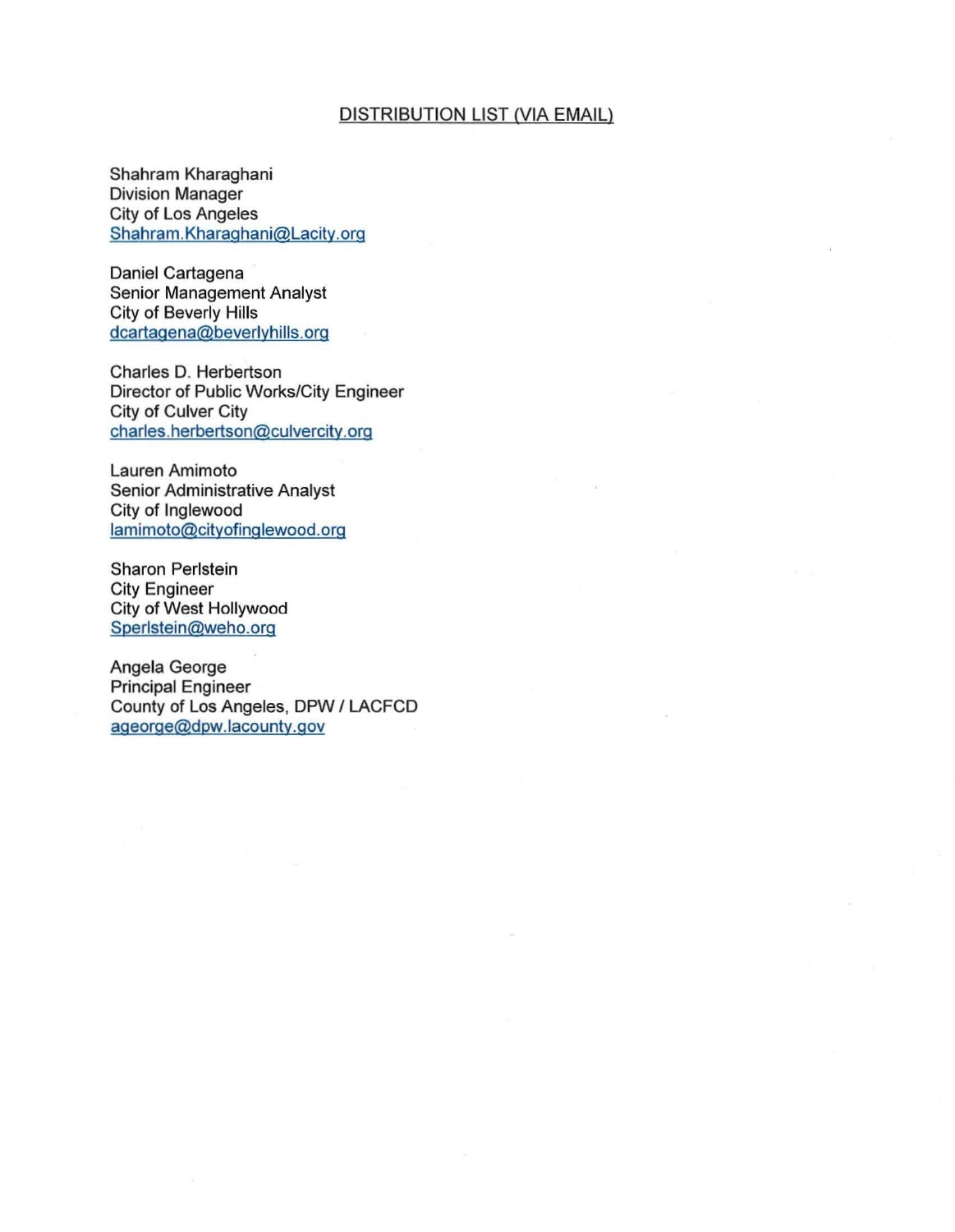## DISTRIBUTION LIST (VIA EMAIL)

Shahram Kharaghani
Division Manager
City of Los Angeles
Shahram.Kharaghani@Lacity.org

Daniel Cartagena
Senior Management Analyst
City of Beverly Hills
dcartagena@beverlyhills.org

Charles D. Herbertson
Director of Public Works/City Engineer
City of Culver City
charles.herbertson@culvercity.org

Lauren Amimoto
Senior Administrative Analyst
City of Inglewood
lamimoto@cityofinglewood.org

Sharon Perlstein
City Engineer
City of West Hollywood
Sperlstein@weho.org

Angela George
Principal Engineer
County of Los Angeles, DPW / LACFCD
ageorge@dpw.lacounty.gov